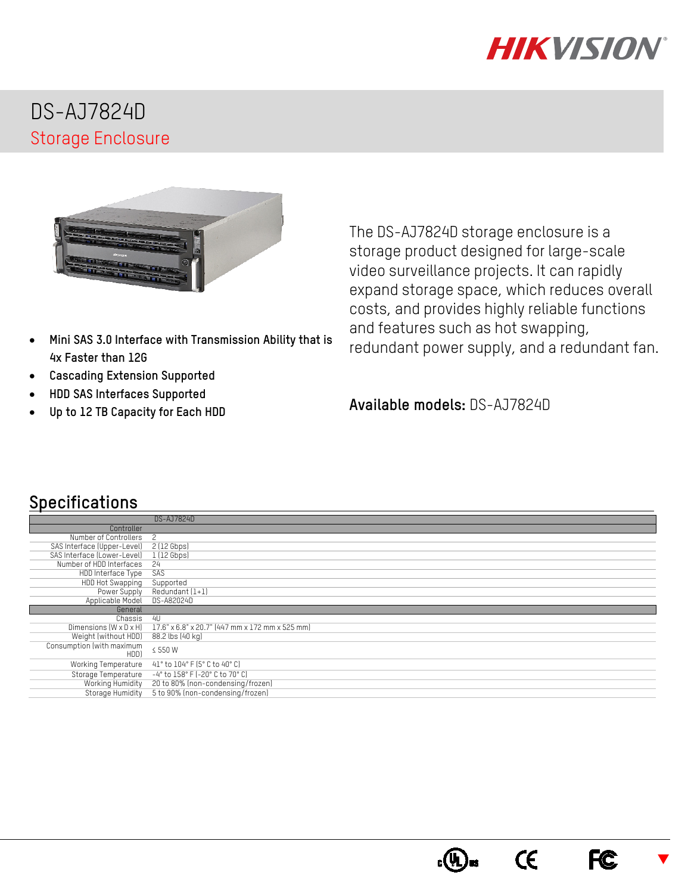# DS-AJ7824D

## Storage Enclosure

- Mini SAS 3.0 Interface with Transmission Ability that is 4x Faster than 12G
- Cascading Extension Supported
- HDD SAS Interfaces Supported
- Up to 12 TB Capacity for Each HDD

The DS-AJ7824D storage enclosure is a storage product designed for large-scale video surveillance projects. It can rapidly expand storage space, which reduces overall costs, and provides highly reliable functions and features such as hot swapping, redundant power supply, and a redundant fan.

**Available models:** DS-AJ7824D

## Specifications

| | DS-AJ7824D |
|---|---|
| **Controller** | |
| Number of Controllers | 2 |
| SAS Interface (Upper-Level) | 2 (12 Gbps) |
| SAS Interface (Lower-Level) | 1 (12 Gbps) |
| Number of HDD Interfaces | 24 |
| HDD Interface Type | SAS |
| HDD Hot Swapping | Supported |
| Power Supply | Redundant (1+1) |
| Applicable Model | DS-A82024D |
| **General** | |
| Chassis | 4U |
| Dimensions (W x D x H) | 17.6" x 6.8" x 20.7" (447 mm x 172 mm x 525 mm) |
| Weight (without HDD) | 88.2 lbs (40 kg) |
| Consumption (with maximum HDD) | ≤ 550 W |
| Working Temperature | 41° to 104° F (5° C to 40° C) |
| Storage Temperature | -4° to 158° F (-20° C to 70° C) |
| Working Humidity | 20 to 80% (non-condensing/frozen) |
| Storage Humidity | 5 to 90% (non-condensing/frozen) |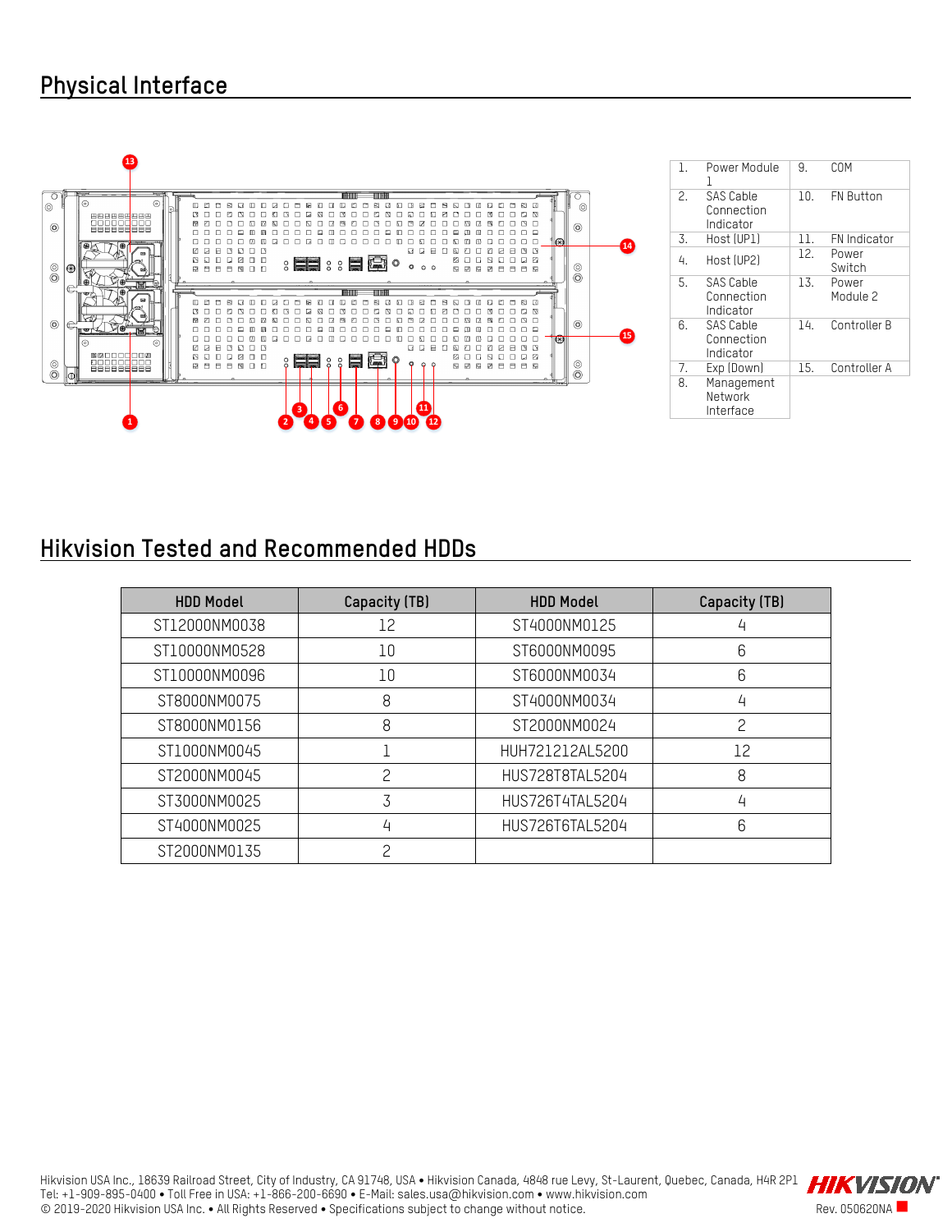## Physical Interface

1
2
3
4
5
6
7
8
9
10
11
12
13
14
15

| | | | |
|---|---|---|---|
| 1. | Power Module 1 | 9. | COM |
| 2. | SAS Cable Connection Indicator | 10. | FN Button |
| 3. | Host (UP1) | 11. | FN Indicator |
| 4. | Host (UP2) | 12. | Power Switch |
| 5. | SAS Cable Connection Indicator | 13. | Power Module 2 |
| 6. | SAS Cable Connection Indicator | 14. | Controller B |
| 7. | Exp (Down) | 15. | Controller A |
| 8. | Management Network Interface | | |

## Hikvision Tested and Recommended HDDs

| HDD Model | Capacity (TB) | HDD Model | Capacity (TB) |
|---|---|---|---|
| ST12000NM0038 | 12 | ST4000NM0125 | 4 |
| ST10000NM0528 | 10 | ST6000NM0095 | 6 |
| ST10000NM0096 | 10 | ST6000NM0034 | 6 |
| ST8000NM0075 | 8 | ST4000NM0034 | 4 |
| ST8000NM0156 | 8 | ST2000NM0024 | 2 |
| ST1000NM0045 | 1 | HUH721212AL5200 | 12 |
| ST2000NM0045 | 2 | HUS728T8TAL5204 | 8 |
| ST3000NM0025 | 3 | HUS726T4TAL5204 | 4 |
| ST4000NM0025 | 4 | HUS726T6TAL5204 | 6 |
| ST2000NM0135 | 2 | | |

Hikvision USA Inc., 18639 Railroad Street, City of Industry, CA 91748, USA • Hikvision Canada, 4848 rue Levy, St-Laurent, Quebec, Canada, H4R 2P1
Tel: +1-909-895-0400 • Toll Free in USA: +1-866-200-6690 • E-Mail: sales.usa@hikvision.com • www.hikvision.com
© 2019-2020 Hikvision USA Inc. • All Rights Reserved • Specifications subject to change without notice.

HIKVISION
Rev. 050620NA